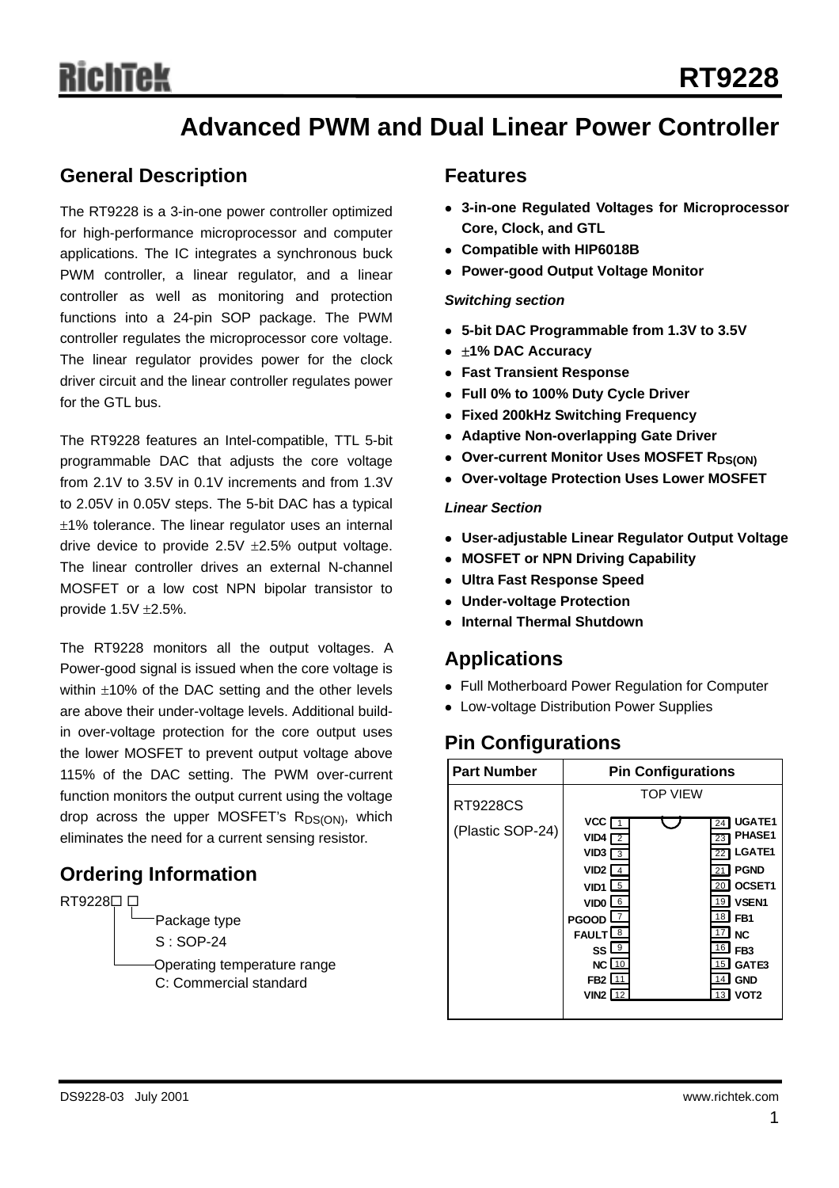# RT9228

## Advanced PWM and Dual Linear Power Controller

## General Description

The RT9228 is a 3-in-one power controller optimized for high-performance microprocessor and computer applications. The IC integrates a synchronous buck PWM controller, a linear regulator, and a linear controller as well as monitoring and protection functions into a 24-pin SOP package. The PWM controller regulates the microprocessor core voltage. The linear regulator provides power for the clock driver circuit and the linear controller regulates power for the GTL bus.

The RT9228 features an Intel-compatible, TTL 5-bit programmable DAC that adjusts the core voltage from 2.1V to 3.5V in 0.1V increments and from 1.3V to 2.05V in 0.05V steps. The 5-bit DAC has a typical ±1% tolerance. The linear regulator uses an internal drive device to provide 2.5V ±2.5% output voltage. The linear controller drives an external N-channel MOSFET or a low cost NPN bipolar transistor to provide 1.5V ±2.5%.

The RT9228 monitors all the output voltages. A Power-good signal is issued when the core voltage is within ±10% of the DAC setting and the other levels are above their under-voltage levels. Additional build-in over-voltage protection for the core output uses the lower MOSFET to prevent output voltage above 115% of the DAC setting. The PWM over-current function monitors the output current using the voltage drop across the upper MOSFET's $R_{DS(ON)}$, which eliminates the need for a current sensing resistor.

## Ordering Information

RT9228□ □
- Package type
  S : SOP-24
- Operating temperature range
  C: Commercial standard

## Features

- **3-in-one Regulated Voltages for Microprocessor Core, Clock, and GTL**
- **Compatible with HIP6018B**
- **Power-good Output Voltage Monitor**

*Switching section*

- **5-bit DAC Programmable from 1.3V to 3.5V**
- **±1% DAC Accuracy**
- **Fast Transient Response**
- **Full 0% to 100% Duty Cycle Driver**
- **Fixed 200kHz Switching Frequency**
- **Adaptive Non-overlapping Gate Driver**
- **Over-current Monitor Uses MOSFET $R_{DS(ON)}$**
- **Over-voltage Protection Uses Lower MOSFET**

*Linear Section*

- **User-adjustable Linear Regulator Output Voltage**
- **MOSFET or NPN Driving Capability**
- **Ultra Fast Response Speed**
- **Under-voltage Protection**
- **Internal Thermal Shutdown**

## Applications

- Full Motherboard Power Regulation for Computer
- Low-voltage Distribution Power Supplies

## Pin Configurations

| Part Number | Pin Configurations |
|---|---|
| RT9228CS (Plastic SOP-24) | TOP VIEW<br>1 VCC / 24 UGATE1<br>2 VID4 / 23 PHASE1<br>3 VID3 / 22 LGATE1<br>4 VID2 / 21 PGND<br>5 VID1 / 20 OCSET1<br>6 VID0 / 19 VSEN1<br>7 PGOOD / 18 FB1<br>8 FAULT / 17 NC<br>9 SS / 16 FB3<br>10 NC / 15 GATE3<br>11 FB2 / 14 GND<br>12 VIN2 / 13 VOT2 |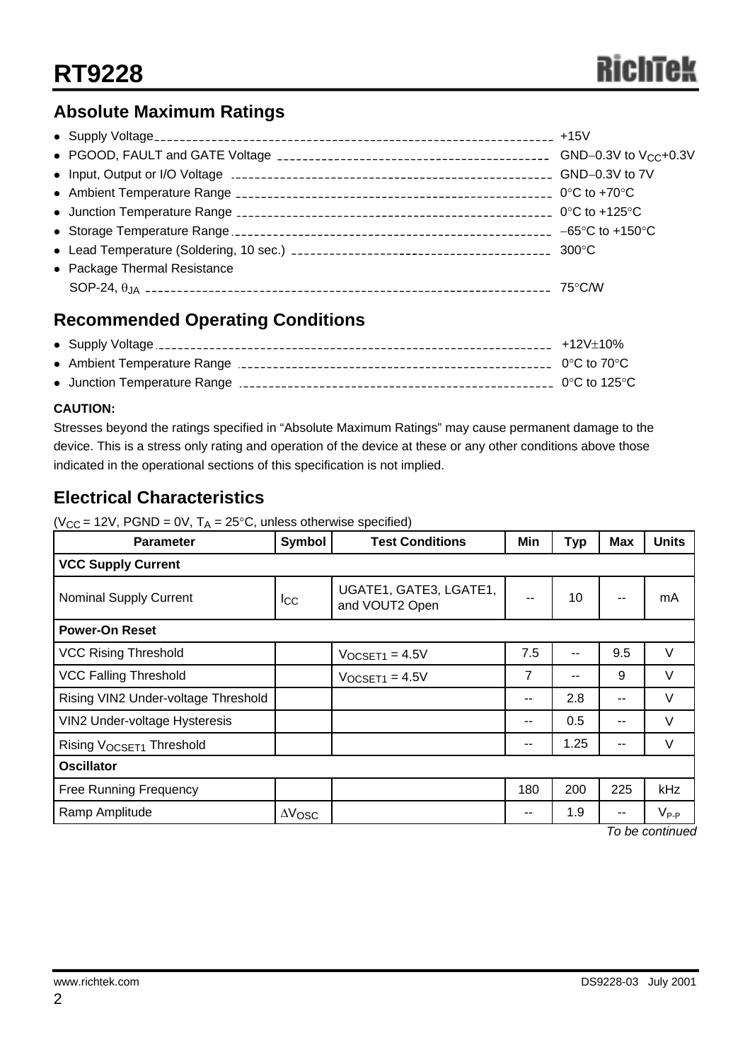## Absolute Maximum Ratings

- Supply Voltage ---------- +15V
- PGOOD, FAULT and GATE Voltage ---------- GND−0.3V to $V_{CC}$+0.3V
- Input, Output or I/O Voltage ---------- GND−0.3V to 7V
- Ambient Temperature Range ---------- 0°C to +70°C
- Junction Temperature Range ---------- 0°C to +125°C
- Storage Temperature Range ---------- −65°C to +150°C
- Lead Temperature (Soldering, 10 sec.) ---------- 300°C
- Package Thermal Resistance
  SOP-24, $\theta_{JA}$ ---------- 75°C/W

## Recommended Operating Conditions

- Supply Voltage ---------- +12V±10%
- Ambient Temperature Range ---------- 0°C to 70°C
- Junction Temperature Range ---------- 0°C to 125°C

**CAUTION:**

Stresses beyond the ratings specified in "Absolute Maximum Ratings" may cause permanent damage to the device. This is a stress only rating and operation of the device at these or any other conditions above those indicated in the operational sections of this specification is not implied.

## Electrical Characteristics

($V_{CC}$ = 12V, PGND = 0V, $T_A$ = 25°C, unless otherwise specified)

| Parameter | Symbol | Test Conditions | Min | Typ | Max | Units |
|---|---|---|---|---|---|---|
| **VCC Supply Current** | | | | | | |
| Nominal Supply Current | $I_{CC}$ | UGATE1, GATE3, LGATE1, and VOUT2 Open | -- | 10 | -- | mA |
| **Power-On Reset** | | | | | | |
| VCC Rising Threshold | | $V_{OCSET1}$ = 4.5V | 7.5 | -- | 9.5 | V |
| VCC Falling Threshold | | $V_{OCSET1}$ = 4.5V | 7 | -- | 9 | V |
| Rising VIN2 Under-voltage Threshold | | | -- | 2.8 | -- | V |
| VIN2 Under-voltage Hysteresis | | | -- | 0.5 | -- | V |
| Rising $V_{OCSET1}$ Threshold | | | -- | 1.25 | -- | V |
| **Oscillator** | | | | | | |
| Free Running Frequency | | | 180 | 200 | 225 | kHz |
| Ramp Amplitude | $\Delta V_{OSC}$ | | -- | 1.9 | -- | $V_{P-P}$ |

*To be continued*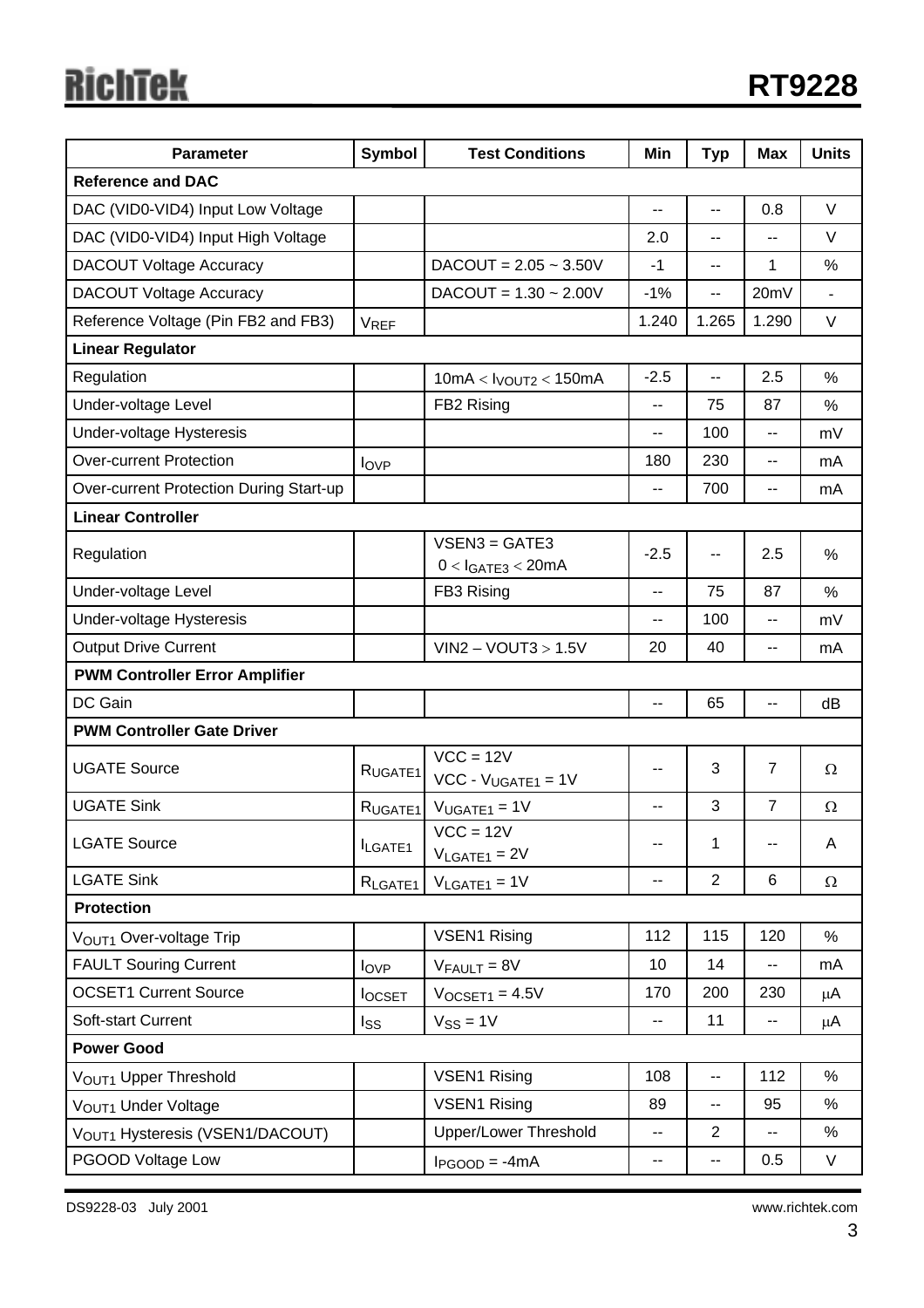| Parameter | Symbol | Test Conditions | Min | Typ | Max | Units |
|---|---|---|---|---|---|---|
| **Reference and DAC** | | | | | | |
| DAC (VID0-VID4) Input Low Voltage | | | -- | -- | 0.8 | V |
| DAC (VID0-VID4) Input High Voltage | | | 2.0 | -- | -- | V |
| DACOUT Voltage Accuracy | | DACOUT = 2.05 ~ 3.50V | -1 | -- | 1 | % |
| DACOUT Voltage Accuracy | | DACOUT = 1.30 ~ 2.00V | -1% | -- | 20mV | - |
| Reference Voltage (Pin FB2 and FB3) | $V_{REF}$ | | 1.240 | 1.265 | 1.290 | V |
| **Linear Regulator** | | | | | | |
| Regulation | | $10mA < I_{VOUT2} < 150mA$ | -2.5 | -- | 2.5 | % |
| Under-voltage Level | | FB2 Rising | -- | 75 | 87 | % |
| Under-voltage Hysteresis | | | -- | 100 | -- | mV |
| Over-current Protection | $I_{OVP}$ | | 180 | 230 | -- | mA |
| Over-current Protection During Start-up | | | -- | 700 | -- | mA |
| **Linear Controller** | | | | | | |
| Regulation | | VSEN3 = GATE3 $0 < I_{GATE3} < 20mA$ | -2.5 | -- | 2.5 | % |
| Under-voltage Level | | FB3 Rising | -- | 75 | 87 | % |
| Under-voltage Hysteresis | | | -- | 100 | -- | mV |
| Output Drive Current | | VIN2 – VOUT3 > 1.5V | 20 | 40 | -- | mA |
| **PWM Controller Error Amplifier** | | | | | | |
| DC Gain | | | -- | 65 | -- | dB |
| **PWM Controller Gate Driver** | | | | | | |
| UGATE Source | $R_{UGATE1}$ | VCC = 12V VCC - $V_{UGATE1}$ = 1V | -- | 3 | 7 | Ω |
| UGATE Sink | $R_{UGATE1}$ | $V_{UGATE1}$ = 1V | -- | 3 | 7 | Ω |
| LGATE Source | $I_{LGATE1}$ | VCC = 12V $V_{LGATE1}$ = 2V | -- | 1 | -- | A |
| LGATE Sink | $R_{LGATE1}$ | $V_{LGATE1}$ = 1V | -- | 2 | 6 | Ω |
| **Protection** | | | | | | |
| $V_{OUT1}$ Over-voltage Trip | | VSEN1 Rising | 112 | 115 | 120 | % |
| FAULT Souring Current | $I_{OVP}$ | $V_{FAULT}$ = 8V | 10 | 14 | -- | mA |
| OCSET1 Current Source | $I_{OCSET}$ | $V_{OCSET1}$ = 4.5V | 170 | 200 | 230 | μA |
| Soft-start Current | $I_{SS}$ | $V_{SS}$ = 1V | -- | 11 | -- | μA |
| **Power Good** | | | | | | |
| $V_{OUT1}$ Upper Threshold | | VSEN1 Rising | 108 | -- | 112 | % |
| $V_{OUT1}$ Under Voltage | | VSEN1 Rising | 89 | -- | 95 | % |
| $V_{OUT1}$ Hysteresis (VSEN1/DACOUT) | | Upper/Lower Threshold | -- | 2 | -- | % |
| PGOOD Voltage Low | | $I_{PGOOD}$ = -4mA | -- | -- | 0.5 | V |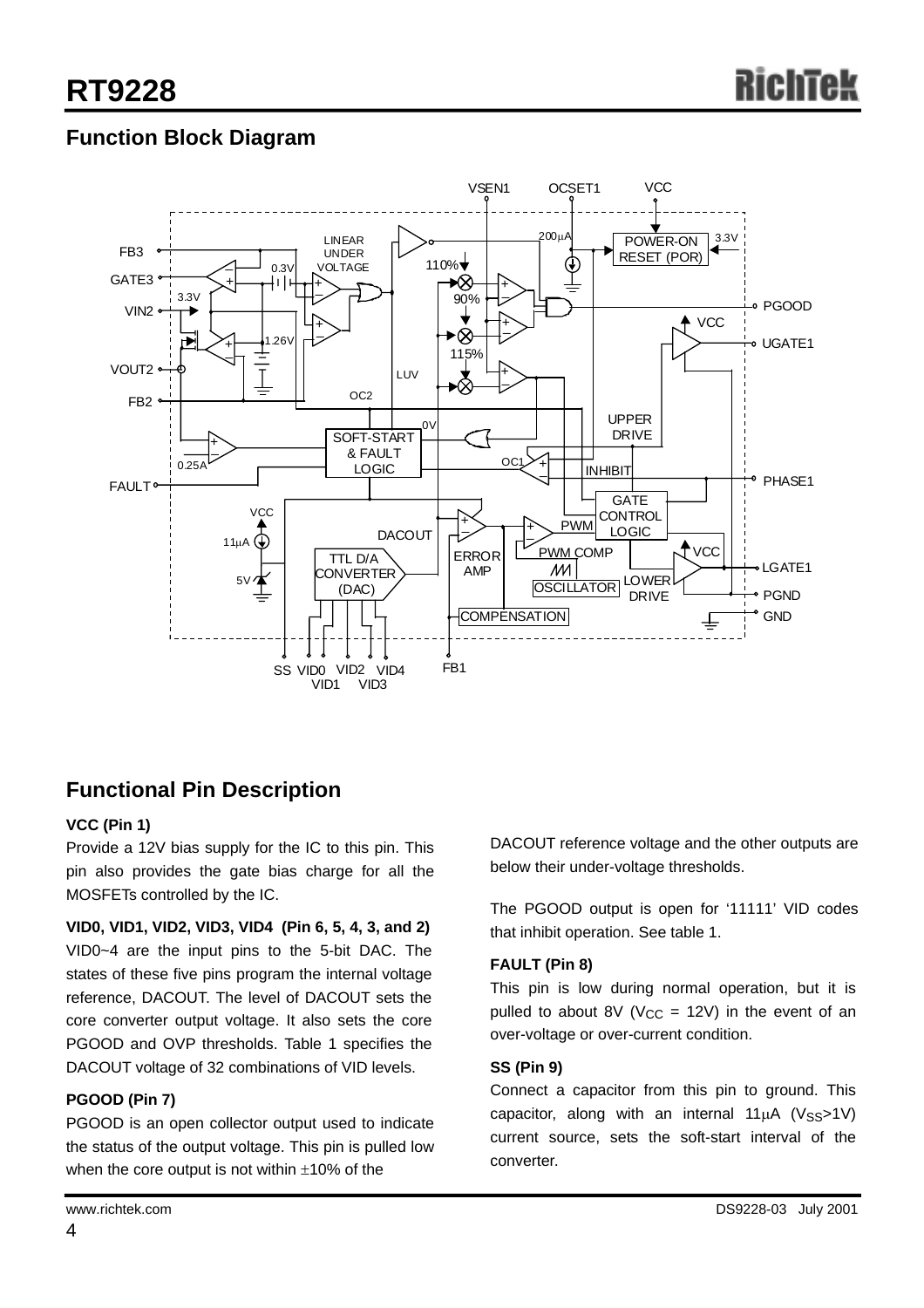## Function Block Diagram

## Functional Pin Description

**VCC (Pin 1)**

Provide a 12V bias supply for the IC to this pin. This pin also provides the gate bias charge for all the MOSFETs controlled by the IC.

**VID0, VID1, VID2, VID3, VID4 (Pin 6, 5, 4, 3, and 2)**

VID0~4 are the input pins to the 5-bit DAC. The states of these five pins program the internal voltage reference, DACOUT. The level of DACOUT sets the core converter output voltage. It also sets the core PGOOD and OVP thresholds. Table 1 specifies the DACOUT voltage of 32 combinations of VID levels.

**PGOOD (Pin 7)**

PGOOD is an open collector output used to indicate the status of the output voltage. This pin is pulled low when the core output is not within ±10% of the DACOUT reference voltage and the other outputs are below their under-voltage thresholds.

The PGOOD output is open for '11111' VID codes that inhibit operation. See table 1.

**FAULT (Pin 8)**

This pin is low during normal operation, but it is pulled to about 8V ($V_{CC}$ = 12V) in the event of an over-voltage or over-current condition.

**SS (Pin 9)**

Connect a capacitor from this pin to ground. This capacitor, along with an internal 11μA ($V_{SS}$>1V) current source, sets the soft-start interval of the converter.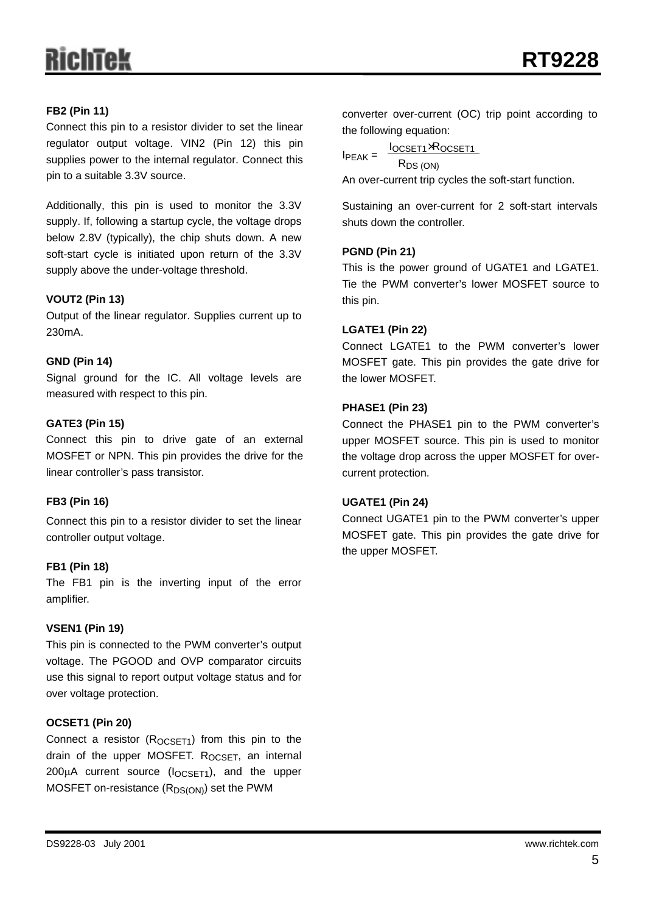**FB2 (Pin 11)**

Connect this pin to a resistor divider to set the linear regulator output voltage. VIN2 (Pin 12) this pin supplies power to the internal regulator. Connect this pin to a suitable 3.3V source.

Additionally, this pin is used to monitor the 3.3V supply. If, following a startup cycle, the voltage drops below 2.8V (typically), the chip shuts down. A new soft-start cycle is initiated upon return of the 3.3V supply above the under-voltage threshold.

**VOUT2 (Pin 13)**

Output of the linear regulator. Supplies current up to 230mA.

**GND (Pin 14)**

Signal ground for the IC. All voltage levels are measured with respect to this pin.

**GATE3 (Pin 15)**

Connect this pin to drive gate of an external MOSFET or NPN. This pin provides the drive for the linear controller's pass transistor.

**FB3 (Pin 16)**

Connect this pin to a resistor divider to set the linear controller output voltage.

**FB1 (Pin 18)**

The FB1 pin is the inverting input of the error amplifier.

**VSEN1 (Pin 19)**

This pin is connected to the PWM converter's output voltage. The PGOOD and OVP comparator circuits use this signal to report output voltage status and for over voltage protection.

**OCSET1 (Pin 20)**

Connect a resistor ($R_{OCSET1}$) from this pin to the drain of the upper MOSFET. $R_{OCSET}$, an internal 200μA current source ($I_{OCSET1}$), and the upper MOSFET on-resistance ($R_{DS(ON)}$) set the PWM converter over-current (OC) trip point according to the following equation:

$$I_{PEAK} = \frac{I_{OCSET1} \times R_{OCSET1}}{R_{DS\,(ON)}}$$

An over-current trip cycles the soft-start function.

Sustaining an over-current for 2 soft-start intervals shuts down the controller.

**PGND (Pin 21)**

This is the power ground of UGATE1 and LGATE1. Tie the PWM converter's lower MOSFET source to this pin.

**LGATE1 (Pin 22)**

Connect LGATE1 to the PWM converter's lower MOSFET gate. This pin provides the gate drive for the lower MOSFET.

**PHASE1 (Pin 23)**

Connect the PHASE1 pin to the PWM converter's upper MOSFET source. This pin is used to monitor the voltage drop across the upper MOSFET for over-current protection.

**UGATE1 (Pin 24)**

Connect UGATE1 pin to the PWM converter's upper MOSFET gate. This pin provides the gate drive for the upper MOSFET.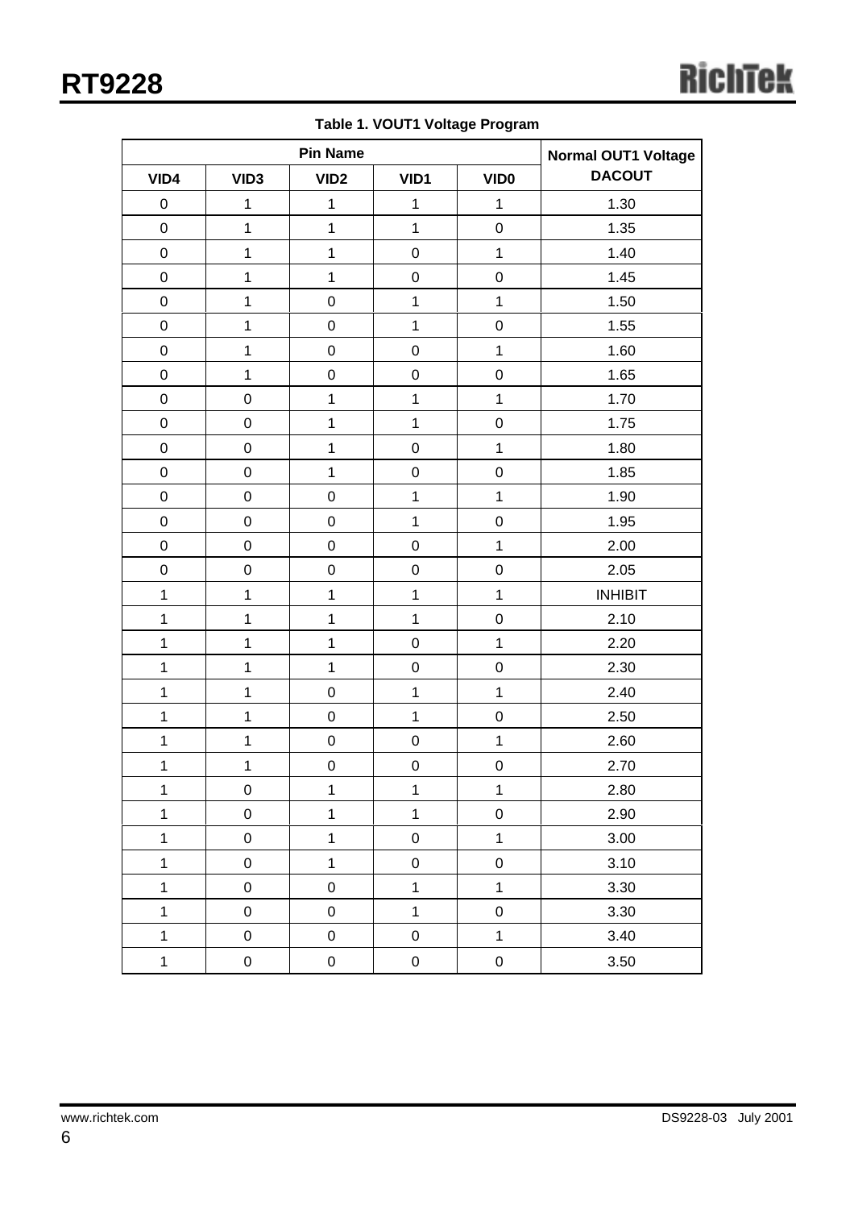**Table 1. VOUT1 Voltage Program**

| Pin Name | | | | | Normal OUT1 Voltage DACOUT |
|---|---|---|---|---|---|
| VID4 | VID3 | VID2 | VID1 | VID0 | |
| 0 | 1 | 1 | 1 | 1 | 1.30 |
| 0 | 1 | 1 | 1 | 0 | 1.35 |
| 0 | 1 | 1 | 0 | 1 | 1.40 |
| 0 | 1 | 1 | 0 | 0 | 1.45 |
| 0 | 1 | 0 | 1 | 1 | 1.50 |
| 0 | 1 | 0 | 1 | 0 | 1.55 |
| 0 | 1 | 0 | 0 | 1 | 1.60 |
| 0 | 1 | 0 | 0 | 0 | 1.65 |
| 0 | 0 | 1 | 1 | 1 | 1.70 |
| 0 | 0 | 1 | 1 | 0 | 1.75 |
| 0 | 0 | 1 | 0 | 1 | 1.80 |
| 0 | 0 | 1 | 0 | 0 | 1.85 |
| 0 | 0 | 0 | 1 | 1 | 1.90 |
| 0 | 0 | 0 | 1 | 0 | 1.95 |
| 0 | 0 | 0 | 0 | 1 | 2.00 |
| 0 | 0 | 0 | 0 | 0 | 2.05 |
| 1 | 1 | 1 | 1 | 1 | INHIBIT |
| 1 | 1 | 1 | 1 | 0 | 2.10 |
| 1 | 1 | 1 | 0 | 1 | 2.20 |
| 1 | 1 | 1 | 0 | 0 | 2.30 |
| 1 | 1 | 0 | 1 | 1 | 2.40 |
| 1 | 1 | 0 | 1 | 0 | 2.50 |
| 1 | 1 | 0 | 0 | 1 | 2.60 |
| 1 | 1 | 0 | 0 | 0 | 2.70 |
| 1 | 0 | 1 | 1 | 1 | 2.80 |
| 1 | 0 | 1 | 1 | 0 | 2.90 |
| 1 | 0 | 1 | 0 | 1 | 3.00 |
| 1 | 0 | 1 | 0 | 0 | 3.10 |
| 1 | 0 | 0 | 1 | 1 | 3.30 |
| 1 | 0 | 0 | 1 | 0 | 3.30 |
| 1 | 0 | 0 | 0 | 1 | 3.40 |
| 1 | 0 | 0 | 0 | 0 | 3.50 |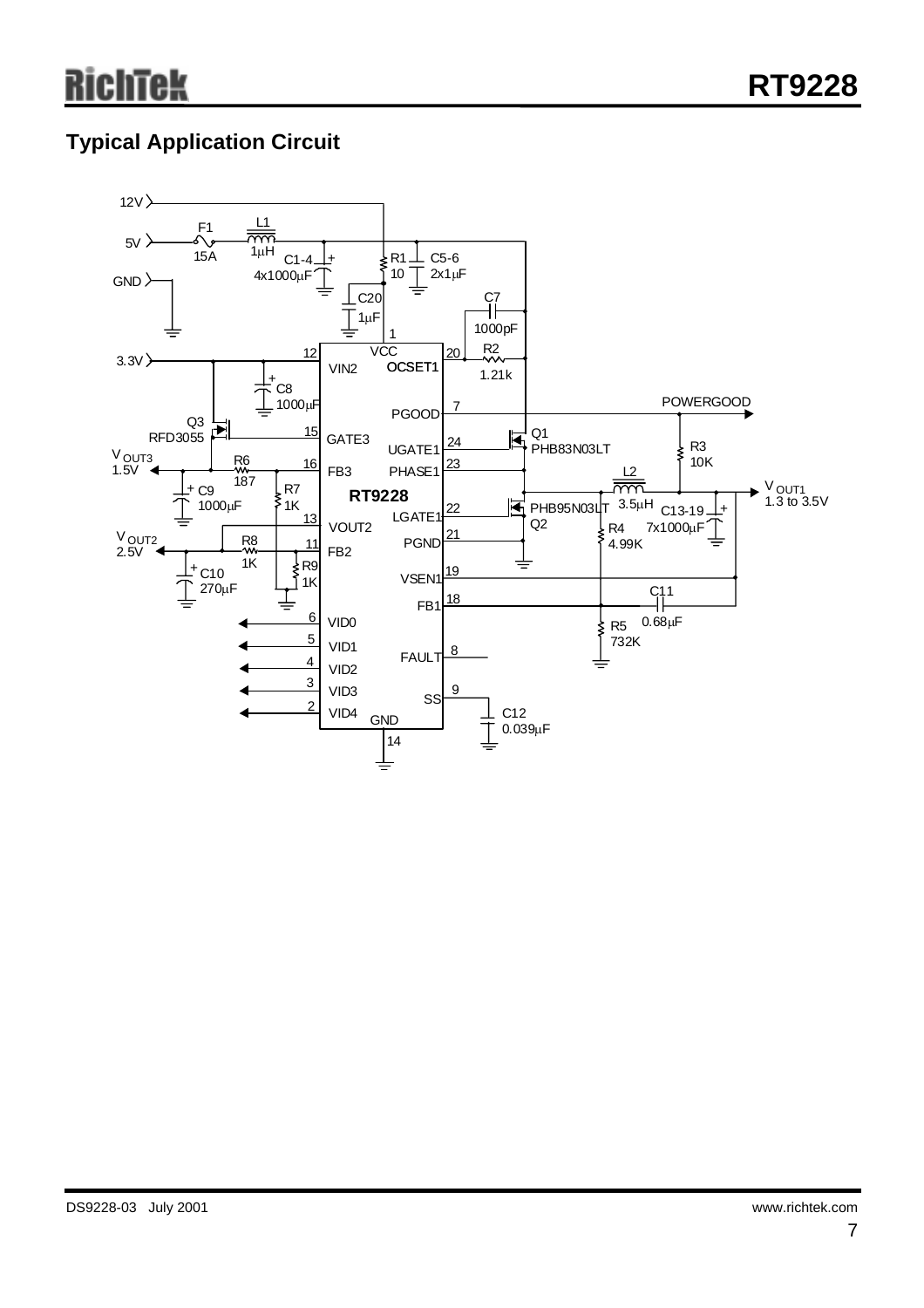## Typical Application Circuit

12V

5V

GND

3.3V

F1 15A

L1 1μH

C1-4 4x1000μF

R1 10

C5-6 2x1μF

C20 1μF

C7 1000pF

R2 1.21k

C8 1000μF

Q3 RFD3055

$V_{OUT3}$ 1.5V

R6 187

C9 1000μF

R7 1K

$V_{OUT2}$ 2.5V

R8 1K

R9 1K

C10 270μF

RT9228

1 VCC

12 VIN2

20 OCSET1

7 PGOOD

15 GATE3

24 UGATE1

16 FB3

23 PHASE1

22 LGATE1

13 VOUT2

21 PGND

11 FB2

19 VSEN1

18 FB1

6 VID0

5 VID1

4 VID2

3 VID3

2 VID4

8 FAULT

9 SS

14 GND

POWERGOOD

R3 10K

Q1 PHB83N03LT

L2 3.5μH

$V_{OUT1}$ 1.3 to 3.5V

Q2 PHB95N03LT

R4 4.99K

C13-19 7x1000μF

C11 0.68μF

R5 732K

C12 0.039μF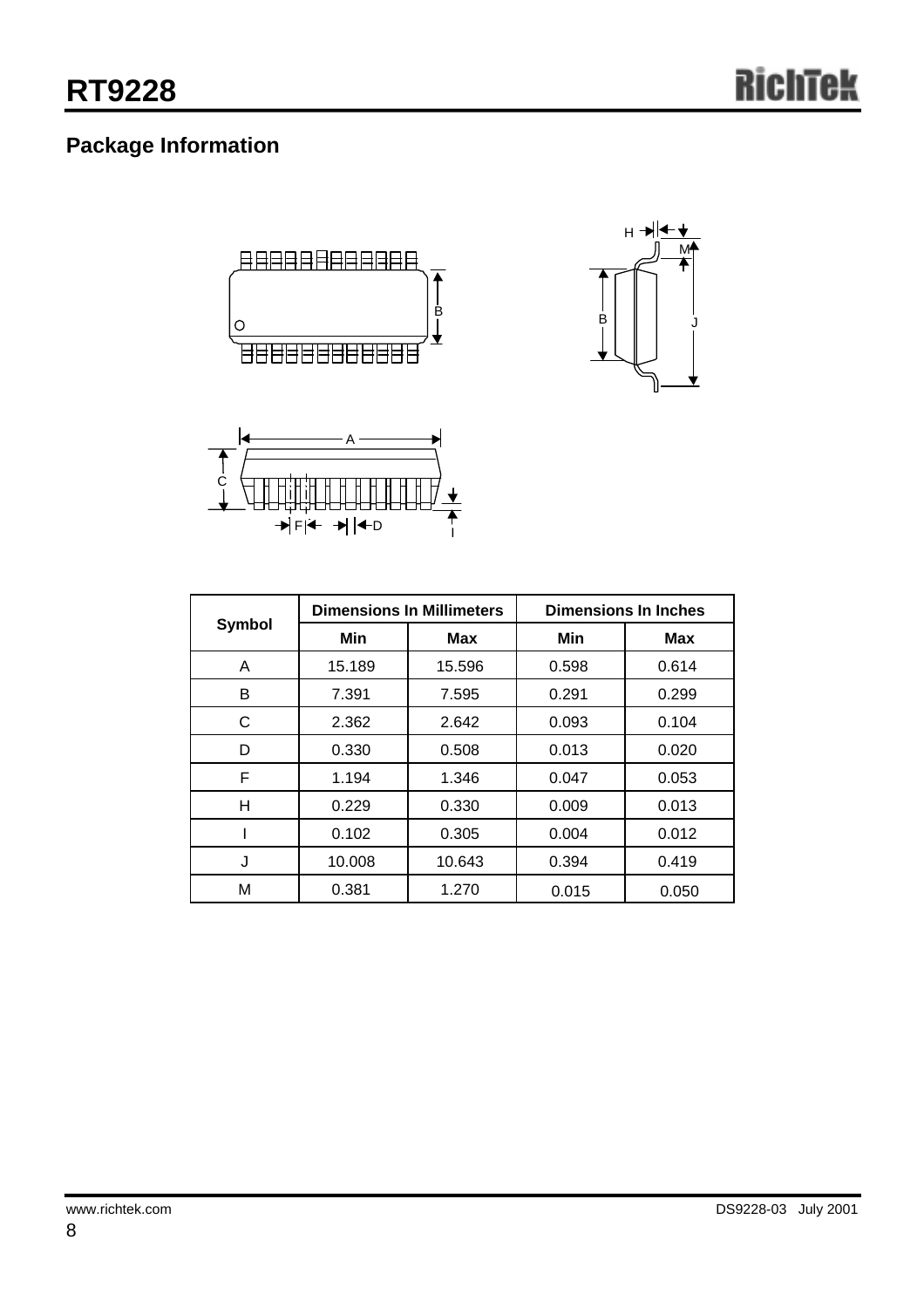## Package Information

| Symbol | Dimensions In Millimeters | | Dimensions In Inches | |
|---|---|---|---|---|
| | Min | Max | Min | Max |
| A | 15.189 | 15.596 | 0.598 | 0.614 |
| B | 7.391 | 7.595 | 0.291 | 0.299 |
| C | 2.362 | 2.642 | 0.093 | 0.104 |
| D | 0.330 | 0.508 | 0.013 | 0.020 |
| F | 1.194 | 1.346 | 0.047 | 0.053 |
| H | 0.229 | 0.330 | 0.009 | 0.013 |
| I | 0.102 | 0.305 | 0.004 | 0.012 |
| J | 10.008 | 10.643 | 0.394 | 0.419 |
| M | 0.381 | 1.270 | 0.015 | 0.050 |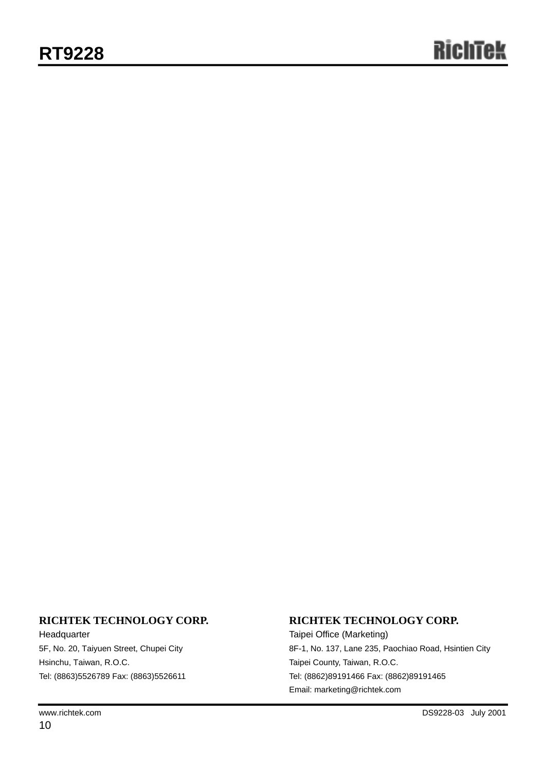**RICHTEK TECHNOLOGY CORP.**

Headquarter

5F, No. 20, Taiyuen Street, Chupei City

Hsinchu, Taiwan, R.O.C.

Tel: (8863)5526789 Fax: (8863)5526611

**RICHTEK TECHNOLOGY CORP.**

Taipei Office (Marketing)

8F-1, No. 137, Lane 235, Paochiao Road, Hsintien City

Taipei County, Taiwan, R.O.C.

Tel: (8862)89191466 Fax: (8862)89191465

Email: marketing@richtek.com